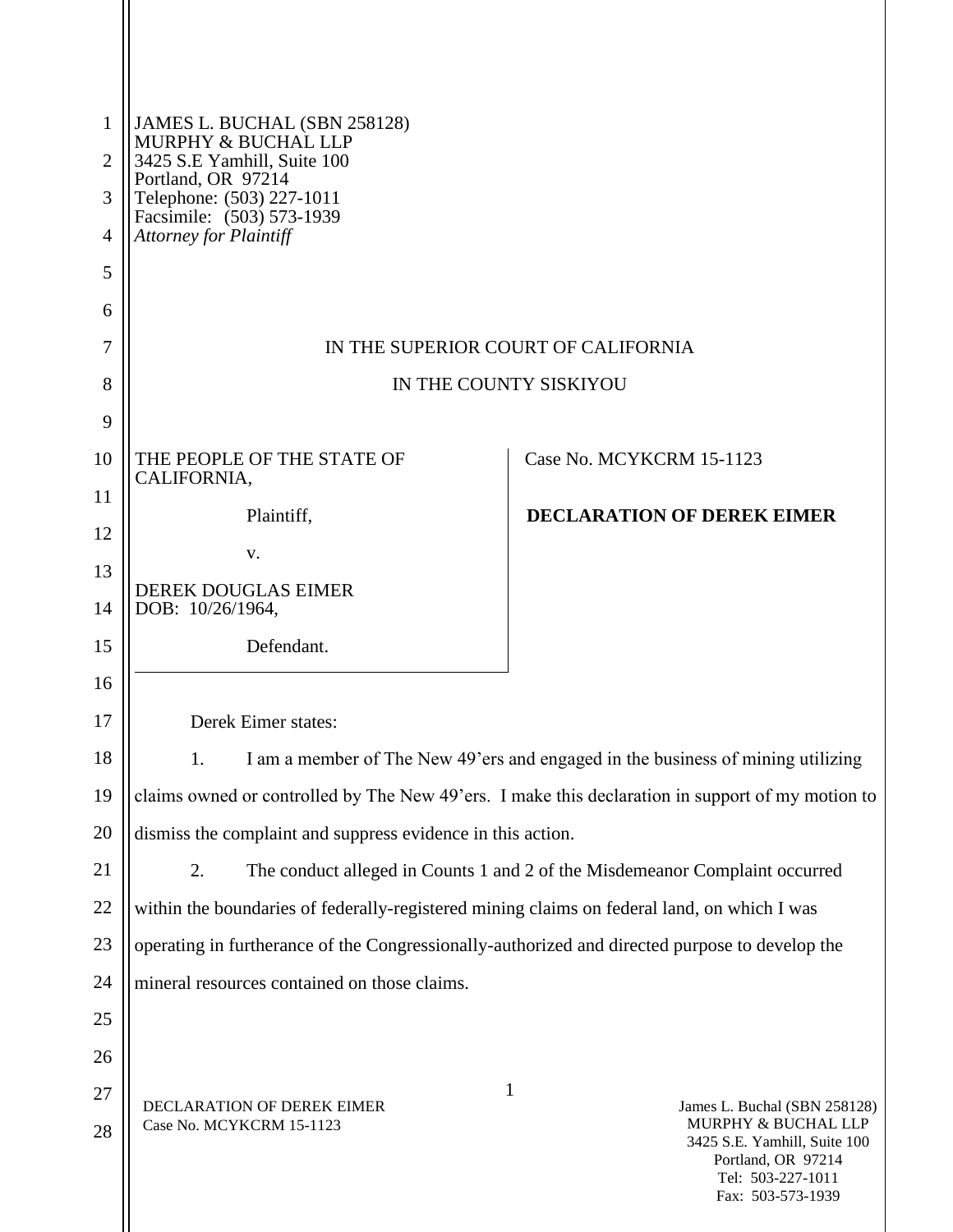JAMES L. BUCHAL (SBN 258128)
MURPHY & BUCHAL LLP
3425 S.E Yamhill, Suite 100
Portland, OR 97214
Telephone: (503) 227-1011
Facsimile: (503) 573-1939
*Attorney for Plaintiff*

IN THE SUPERIOR COURT OF CALIFORNIA

IN THE COUNTY SISKIYOU

| | |
|---|---|
| THE PEOPLE OF THE STATE OF CALIFORNIA,<br><br>Plaintiff,<br><br>v.<br><br>DEREK DOUGLAS EIMER<br>DOB: 10/26/1964,<br><br>Defendant. | Case No. MCYKCRM 15-1123<br><br>**DECLARATION OF DEREK EIMER** |

Derek Eimer states:

1. I am a member of The New 49'ers and engaged in the business of mining utilizing claims owned or controlled by The New 49'ers. I make this declaration in support of my motion to dismiss the complaint and suppress evidence in this action.

2. The conduct alleged in Counts 1 and 2 of the Misdemeanor Complaint occurred within the boundaries of federally-registered mining claims on federal land, on which I was operating in furtherance of the Congressionally-authorized and directed purpose to develop the mineral resources contained on those claims.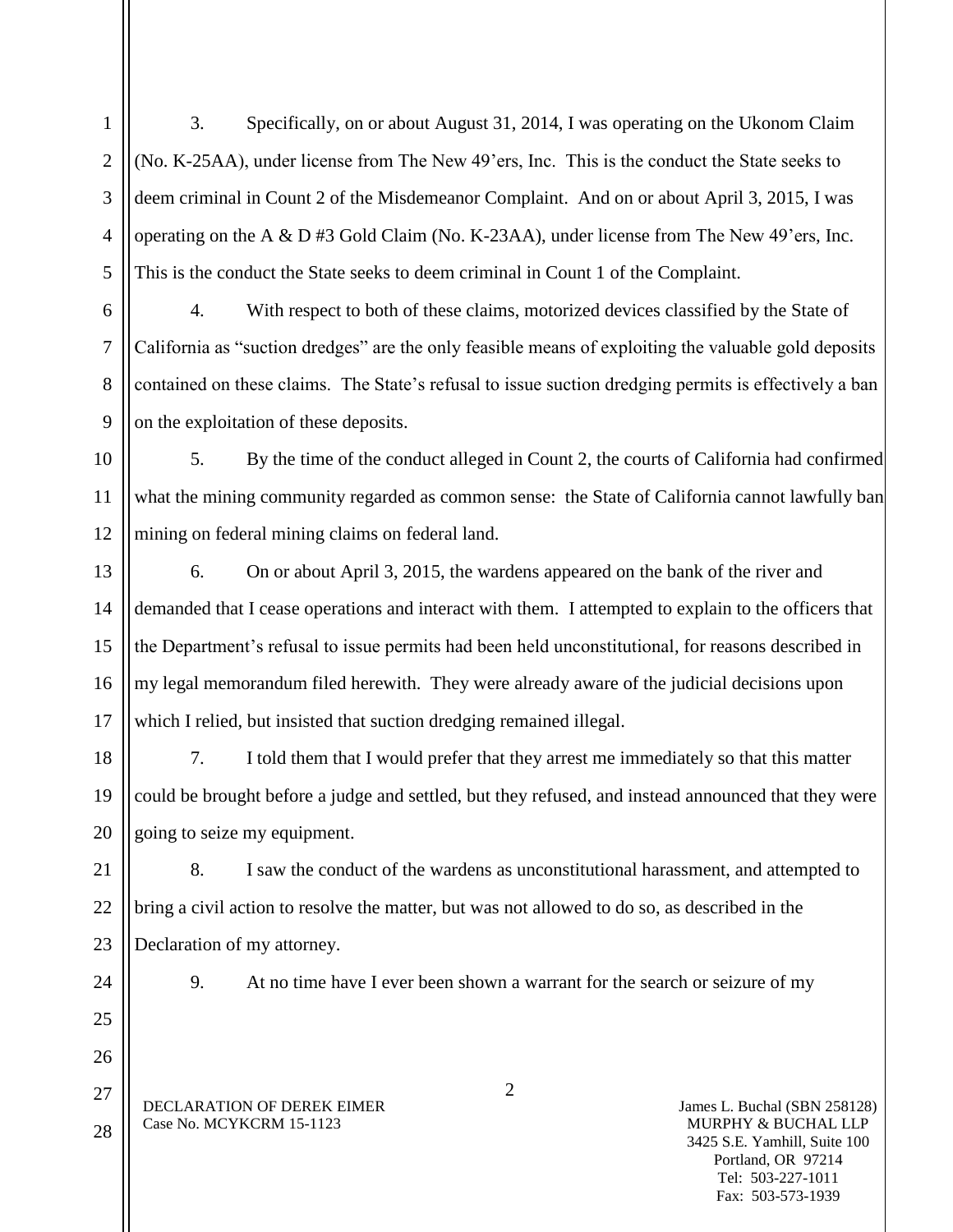3. Specifically, on or about August 31, 2014, I was operating on the Ukonom Claim (No. K-25AA), under license from The New 49'ers, Inc. This is the conduct the State seeks to deem criminal in Count 2 of the Misdemeanor Complaint. And on or about April 3, 2015, I was operating on the A & D #3 Gold Claim (No. K-23AA), under license from The New 49'ers, Inc. This is the conduct the State seeks to deem criminal in Count 1 of the Complaint.

4. With respect to both of these claims, motorized devices classified by the State of California as "suction dredges" are the only feasible means of exploiting the valuable gold deposits contained on these claims. The State's refusal to issue suction dredging permits is effectively a ban on the exploitation of these deposits.

5. By the time of the conduct alleged in Count 2, the courts of California had confirmed what the mining community regarded as common sense: the State of California cannot lawfully ban mining on federal mining claims on federal land.

6. On or about April 3, 2015, the wardens appeared on the bank of the river and demanded that I cease operations and interact with them. I attempted to explain to the officers that the Department's refusal to issue permits had been held unconstitutional, for reasons described in my legal memorandum filed herewith. They were already aware of the judicial decisions upon which I relied, but insisted that suction dredging remained illegal.

7. I told them that I would prefer that they arrest me immediately so that this matter could be brought before a judge and settled, but they refused, and instead announced that they were going to seize my equipment.

8. I saw the conduct of the wardens as unconstitutional harassment, and attempted to bring a civil action to resolve the matter, but was not allowed to do so, as described in the Declaration of my attorney.

9. At no time have I ever been shown a warrant for the search or seizure of my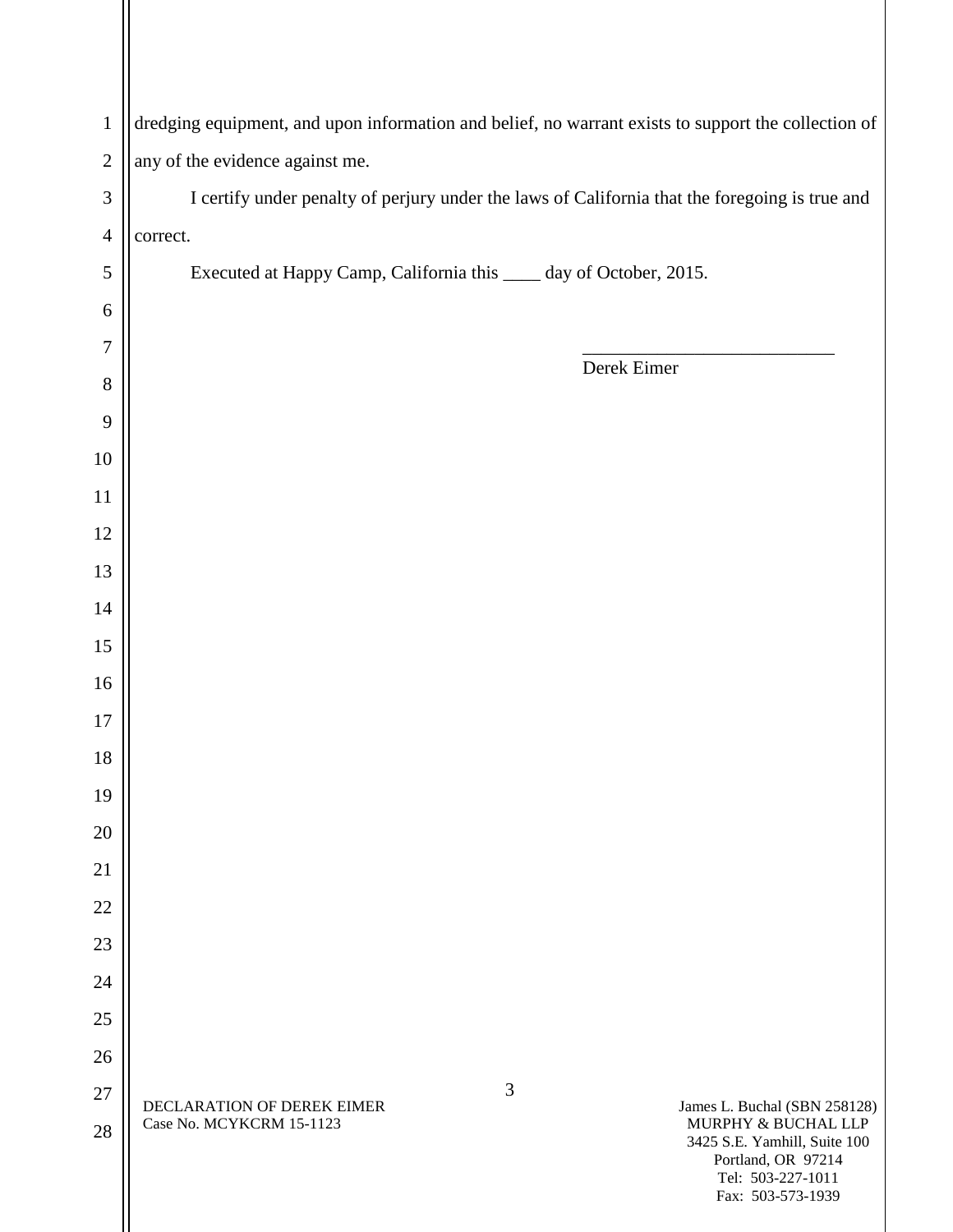dredging equipment, and upon information and belief, no warrant exists to support the collection of any of the evidence against me.

I certify under penalty of perjury under the laws of California that the foregoing is true and correct.

Executed at Happy Camp, California this ____ day of October, 2015.

___________________________
Derek Eimer

DECLARATION OF DEREK EIMER
Case No. MCYKCRM 15-1123

James L. Buchal (SBN 258128)
MURPHY & BUCHAL LLP
3425 S.E. Yamhill, Suite 100
Portland, OR 97214
Tel: 503-227-1011
Fax: 503-573-1939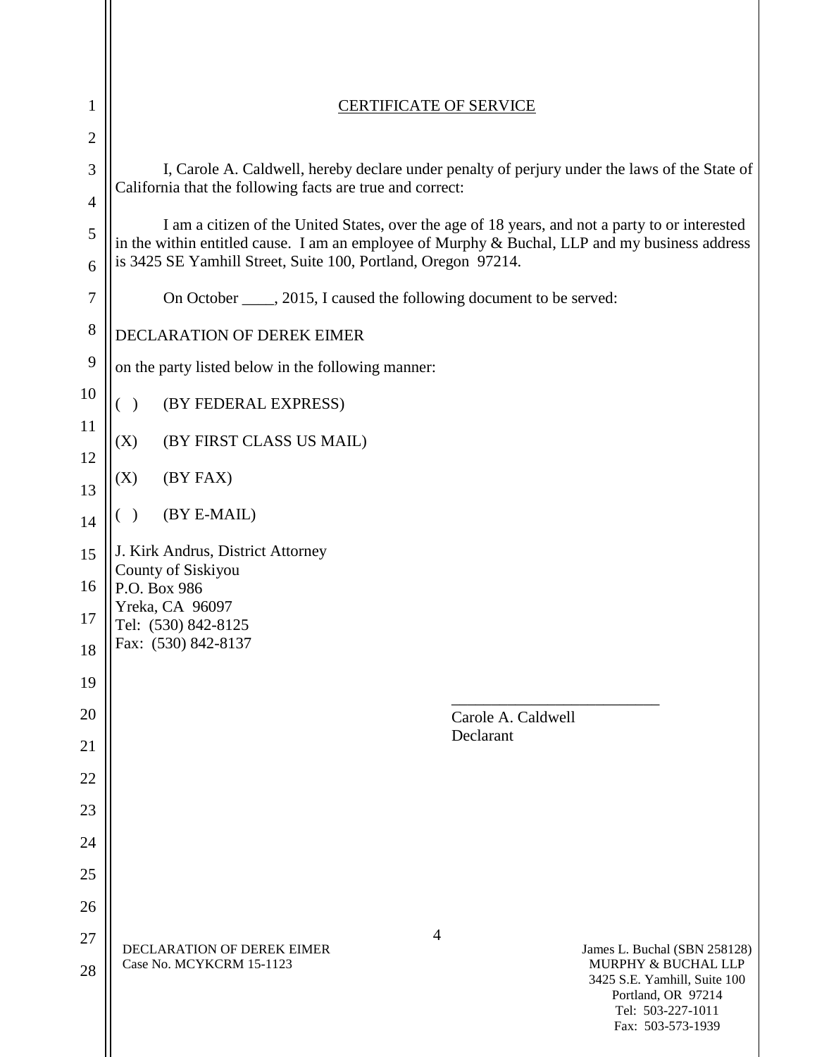# CERTIFICATE OF SERVICE

I, Carole A. Caldwell, hereby declare under penalty of perjury under the laws of the State of California that the following facts are true and correct:

I am a citizen of the United States, over the age of 18 years, and not a party to or interested in the within entitled cause. I am an employee of Murphy & Buchal, LLP and my business address is 3425 SE Yamhill Street, Suite 100, Portland, Oregon 97214.

On October ____, 2015, I caused the following document to be served:

DECLARATION OF DEREK EIMER

on the party listed below in the following manner:

( ) (BY FEDERAL EXPRESS)

(X) (BY FIRST CLASS US MAIL)

(X) (BY FAX)

( ) (BY E-MAIL)

J. Kirk Andrus, District Attorney
County of Siskiyou
P.O. Box 986
Yreka, CA 96097
Tel: (530) 842-8125
Fax: (530) 842-8137

___________________________
Carole A. Caldwell
Declarant

DECLARATION OF DEREK EIMER
Case No. MCYKCRM 15-1123

James L. Buchal (SBN 258128)
MURPHY & BUCHAL LLP
3425 S.E. Yamhill, Suite 100
Portland, OR 97214
Tel: 503-227-1011
Fax: 503-573-1939